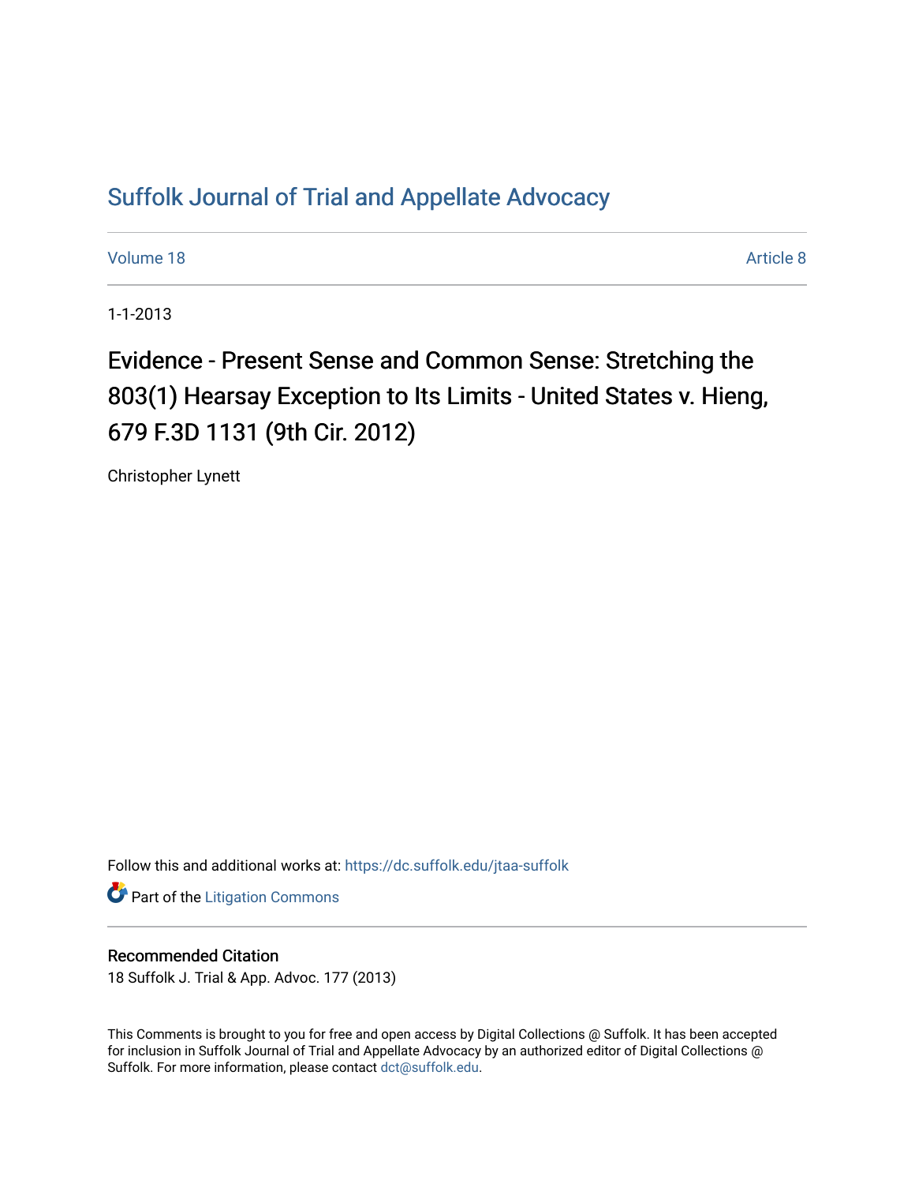# Suffolk Journal of Trial and Appellate Advocacy

Volume 18 | Article 8

1-1-2013

## Evidence - Present Sense and Common Sense: Stretching the 803(1) Hearsay Exception to Its Limits - United States v. Hieng, 679 F.3D 1131 (9th Cir. 2012)

Christopher Lynett

Follow this and additional works at: https://dc.suffolk.edu/jtaa-suffolk

Part of the Litigation Commons

### Recommended Citation

18 Suffolk J. Trial & App. Advoc. 177 (2013)

This Comments is brought to you for free and open access by Digital Collections @ Suffolk. It has been accepted for inclusion in Suffolk Journal of Trial and Appellate Advocacy by an authorized editor of Digital Collections @ Suffolk. For more information, please contact dct@suffolk.edu.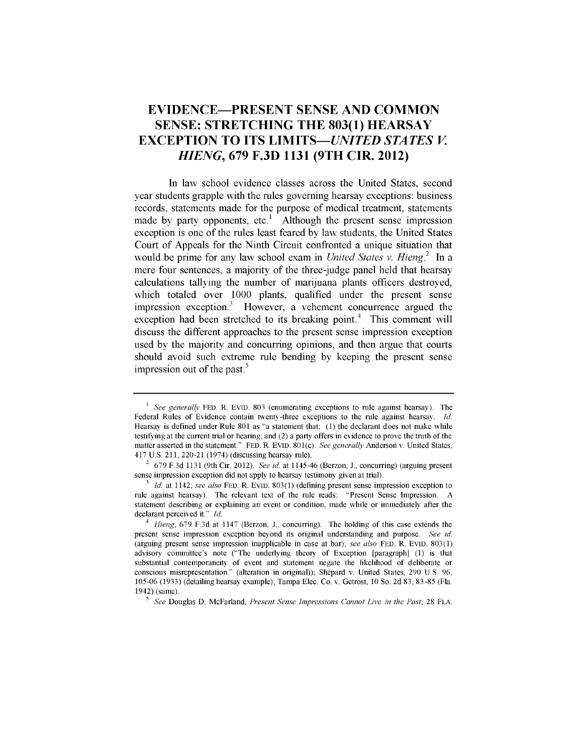# EVIDENCE—PRESENT SENSE AND COMMON SENSE: STRETCHING THE 803(1) HEARSAY EXCEPTION TO ITS LIMITS—*UNITED STATES V. HIENG*, 679 F.3D 1131 (9TH CIR. 2012)

In law school evidence classes across the United States, second year students grapple with the rules governing hearsay exceptions: business records, statements made for the purpose of medical treatment, statements made by party opponents, etc.[1] Although the present sense impression exception is one of the rules least feared by law students, the United States Court of Appeals for the Ninth Circuit confronted a unique situation that would be prime for any law school exam in *United States v. Hieng*.[2] In a mere four sentences, a majority of the three-judge panel held that hearsay calculations tallying the number of marijuana plants officers destroyed, which totaled over 1000 plants, qualified under the present sense impression exception.[3] However, a vehement concurrence argued the exception had been stretched to its breaking point.[4] This comment will discuss the different approaches to the present sense impression exception used by the majority and concurring opinions, and then argue that courts should avoid such extreme rule bending by keeping the present sense impression out of the past.[5]

---

[1] *See generally* FED. R. EVID. 803 (enumerating exceptions to rule against hearsay). The Federal Rules of Evidence contain twenty-three exceptions to the rule against hearsay. *Id.* Hearsay is defined under Rule 801 as "a statement that: (1) the declarant does not make while testifying at the current trial or hearing; and (2) a party offers in evidence to prove the truth of the matter asserted in the statement." FED. R. EVID. 801(c). *See generally* Anderson v. United States, 417 U.S. 211, 220-21 (1974) (discussing hearsay rule).

[2] 679 F.3d 1131 (9th Cir. 2012). *See id.* at 1145-46 (Berzon, J., concurring) (arguing present sense impression exception did not apply to hearsay testimony given at trial).

[3] *Id.* at 1142; *see also* FED. R. EVID. 803(1) (defining present sense impression exception to rule against hearsay). The relevant text of the rule reads: "Present Sense Impression. A statement describing or explaining an event or condition, made while or immediately after the declarant perceived it." *Id.*

[4] *Hieng*, 679 F.3d at 1147 (Berzon, J., concurring). The holding of this case extends the present sense impression exception beyond its original understanding and purpose. *See id.* (arguing present sense impression inapplicable in case at bar); *see also* FED. R. EVID. 803(1) advisory committee's note ("The underlying theory of Exception [paragraph] (1) is that substantial contemporaneity of event and statement negate the likelihood of deliberate or conscious misrepresentation." (alteration in original)); Shepard v. United States, 290 U.S. 96, 105-06 (1933) (detailing hearsay example); Tampa Elec. Co. v. Getrost, 10 So. 2d 83, 83-85 (Fla. 1942) (same).

[5] *See* Douglas D. McFarland, *Present Sense Impressions Cannot Live in the Past*, 28 FLA.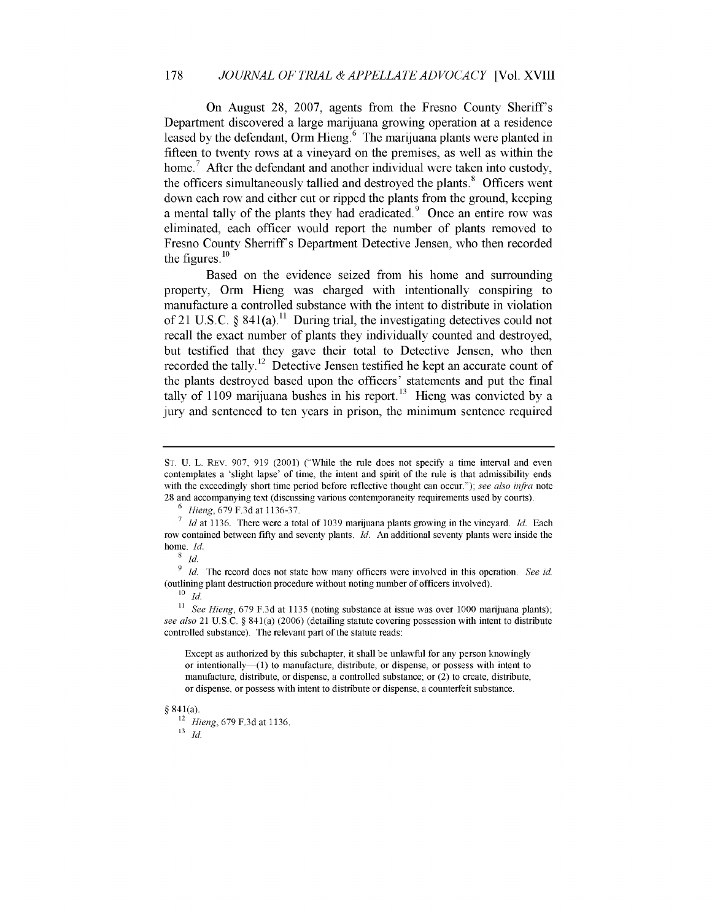On August 28, 2007, agents from the Fresno County Sheriff's Department discovered a large marijuana growing operation at a residence leased by the defendant, Orm Hieng.[6] The marijuana plants were planted in fifteen to twenty rows at a vineyard on the premises, as well as within the home.[7] After the defendant and another individual were taken into custody, the officers simultaneously tallied and destroyed the plants.[8] Officers went down each row and either cut or ripped the plants from the ground, keeping a mental tally of the plants they had eradicated.[9] Once an entire row was eliminated, each officer would report the number of plants removed to Fresno County Sherriff's Department Detective Jensen, who then recorded the figures.[10]

Based on the evidence seized from his home and surrounding property, Orm Hieng was charged with intentionally conspiring to manufacture a controlled substance with the intent to distribute in violation of 21 U.S.C. § 841(a).[11] During trial, the investigating detectives could not recall the exact number of plants they individually counted and destroyed, but testified that they gave their total to Detective Jensen, who then recorded the tally.[12] Detective Jensen testified he kept an accurate count of the plants destroyed based upon the officers' statements and put the final tally of 1109 marijuana bushes in his report.[13] Hieng was convicted by a jury and sentenced to ten years in prison, the minimum sentence required

---

ST. U. L. REV. 907, 919 (2001) ("While the rule does not specify a time interval and even contemplates a 'slight lapse' of time, the intent and spirit of the rule is that admissibility ends with the exceedingly short time period before reflective thought can occur."); *see also infra* note 28 and accompanying text (discussing various contemporaneity requirements used by courts).

[6] *Hieng*, 679 F.3d at 1136-37.

[7] *Id* at 1136. There were a total of 1039 marijuana plants growing in the vineyard. *Id.* Each row contained between fifty and seventy plants. *Id.* An additional seventy plants were inside the home. *Id.*

[8] *Id.*

[9] *Id.* The record does not state how many officers were involved in this operation. *See id.* (outlining plant destruction procedure without noting number of officers involved).

[10] *Id.*

[11] *See Hieng*, 679 F.3d at 1135 (noting substance at issue was over 1000 marijuana plants); *see also* 21 U.S.C. § 841(a) (2006) (detailing statute covering possession with intent to distribute controlled substance). The relevant part of the statute reads:

> Except as authorized by this subchapter, it shall be unlawful for any person knowingly or intentionally—(1) to manufacture, distribute, or dispense, or possess with intent to manufacture, distribute, or dispense, a controlled substance; or (2) to create, distribute, or dispense, or possess with intent to distribute or dispense, a counterfeit substance.

§ 841(a).

[12] *Hieng*, 679 F.3d at 1136.

[13] *Id.*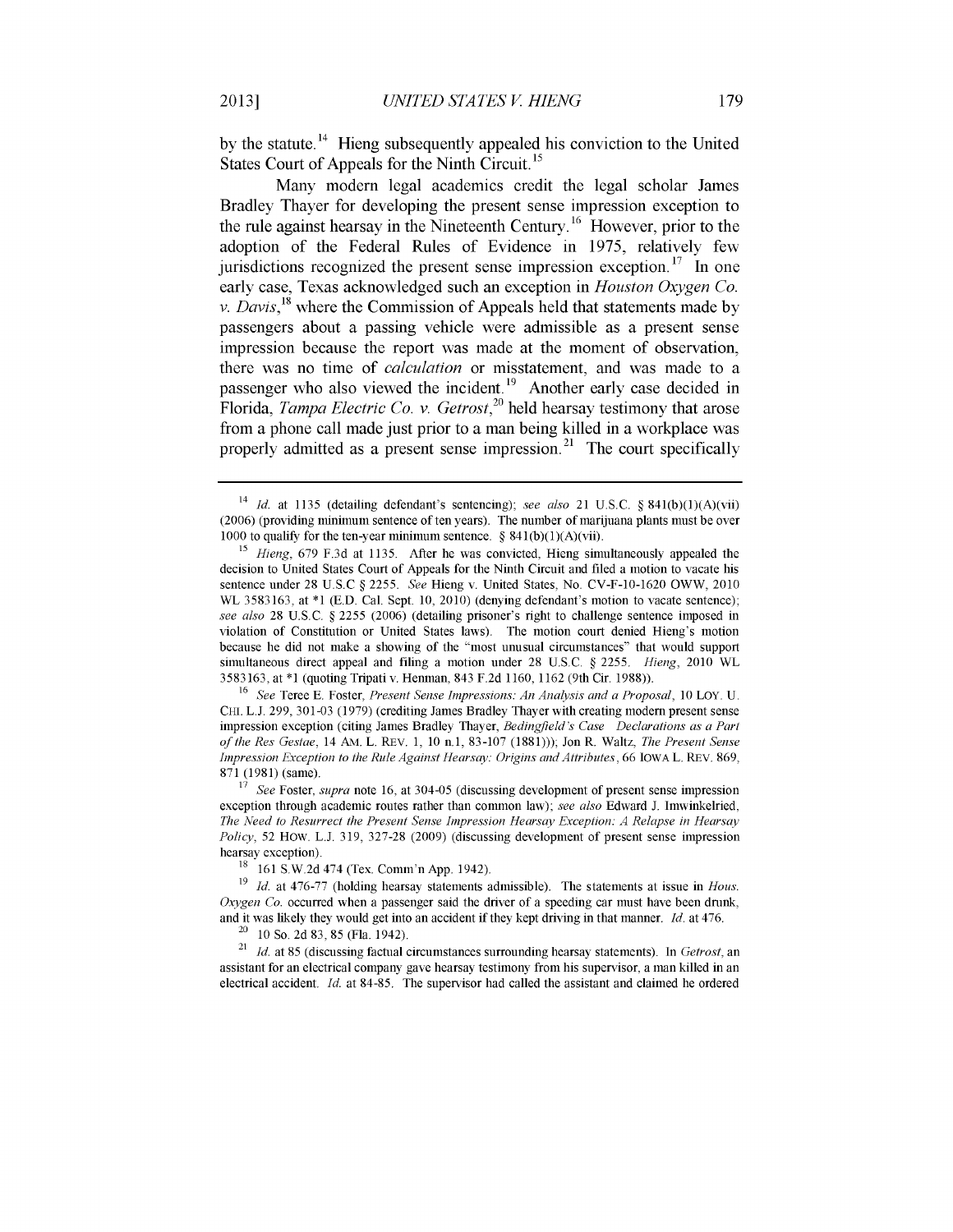by the statute.[14] Hieng subsequently appealed his conviction to the United States Court of Appeals for the Ninth Circuit.[15]

Many modern legal academics credit the legal scholar James Bradley Thayer for developing the present sense impression exception to the rule against hearsay in the Nineteenth Century.[16] However, prior to the adoption of the Federal Rules of Evidence in 1975, relatively few jurisdictions recognized the present sense impression exception.[17] In one early case, Texas acknowledged such an exception in *Houston Oxygen Co. v. Davis*,[18] where the Commission of Appeals held that statements made by passengers about a passing vehicle were admissible as a present sense impression because the report was made at the moment of observation, there was no time of *calculation* or misstatement, and was made to a passenger who also viewed the incident.[19] Another early case decided in Florida, *Tampa Electric Co. v. Getrost*,[20] held hearsay testimony that arose from a phone call made just prior to a man being killed in a workplace was properly admitted as a present sense impression.[21] The court specifically

---

[14] *Id.* at 1135 (detailing defendant's sentencing); *see also* 21 U.S.C. § 841(b)(1)(A)(vii) (2006) (providing minimum sentence of ten years). The number of marijuana plants must be over 1000 to qualify for the ten-year minimum sentence. § 841(b)(1)(A)(vii).

[15] *Hieng*, 679 F.3d at 1135. After he was convicted, Hieng simultaneously appealed the decision to United States Court of Appeals for the Ninth Circuit and filed a motion to vacate his sentence under 28 U.S.C § 2255. *See* Hieng v. United States, No. CV-F-10-1620 OWW, 2010 WL 3583163, at *1 (E.D. Cal. Sept. 10, 2010) (denying defendant's motion to vacate sentence); *see also* 28 U.S.C. § 2255 (2006) (detailing prisoner's right to challenge sentence imposed in violation of Constitution or United States laws). The motion court denied Hieng's motion because he did not make a showing of the "most unusual circumstances" that would support simultaneous direct appeal and filing a motion under 28 U.S.C. § 2255. *Hieng*, 2010 WL 3583163, at *1 (quoting Tripati v. Henman, 843 F.2d 1160, 1162 (9th Cir. 1988)).

[16] *See* Teree E. Foster, *Present Sense Impressions: An Analysis and a Proposal*, 10 LOY. U. CHI. L.J. 299, 301-03 (1979) (crediting James Bradley Thayer with creating modern present sense impression exception (citing James Bradley Thayer, *Bedingfield's Case Declarations as a Part of the Res Gestae*, 14 AM. L. REV. 1, 10 n.1, 83-107 (1881))); Jon R. Waltz, *The Present Sense Impression Exception to the Rule Against Hearsay: Origins and Attributes*, 66 IOWA L. REV. 869, 871 (1981) (same).

[17] *See* Foster, *supra* note 16, at 304-05 (discussing development of present sense impression exception through academic routes rather than common law); *see also* Edward J. Imwinkelried, *The Need to Resurrect the Present Sense Impression Hearsay Exception: A Relapse in Hearsay Policy*, 52 HOW. L.J. 319, 327-28 (2009) (discussing development of present sense impression hearsay exception).

[18] 161 S.W.2d 474 (Tex. Comm'n App. 1942).

[19] *Id.* at 476-77 (holding hearsay statements admissible). The statements at issue in *Hous. Oxygen Co.* occurred when a passenger said the driver of a speeding car must have been drunk, and it was likely they would get into an accident if they kept driving in that manner. *Id.* at 476.

[20] 10 So. 2d 83, 85 (Fla. 1942).

[21] *Id.* at 85 (discussing factual circumstances surrounding hearsay statements). In *Getrost*, an assistant for an electrical company gave hearsay testimony from his supervisor, a man killed in an electrical accident. *Id.* at 84-85. The supervisor had called the assistant and claimed he ordered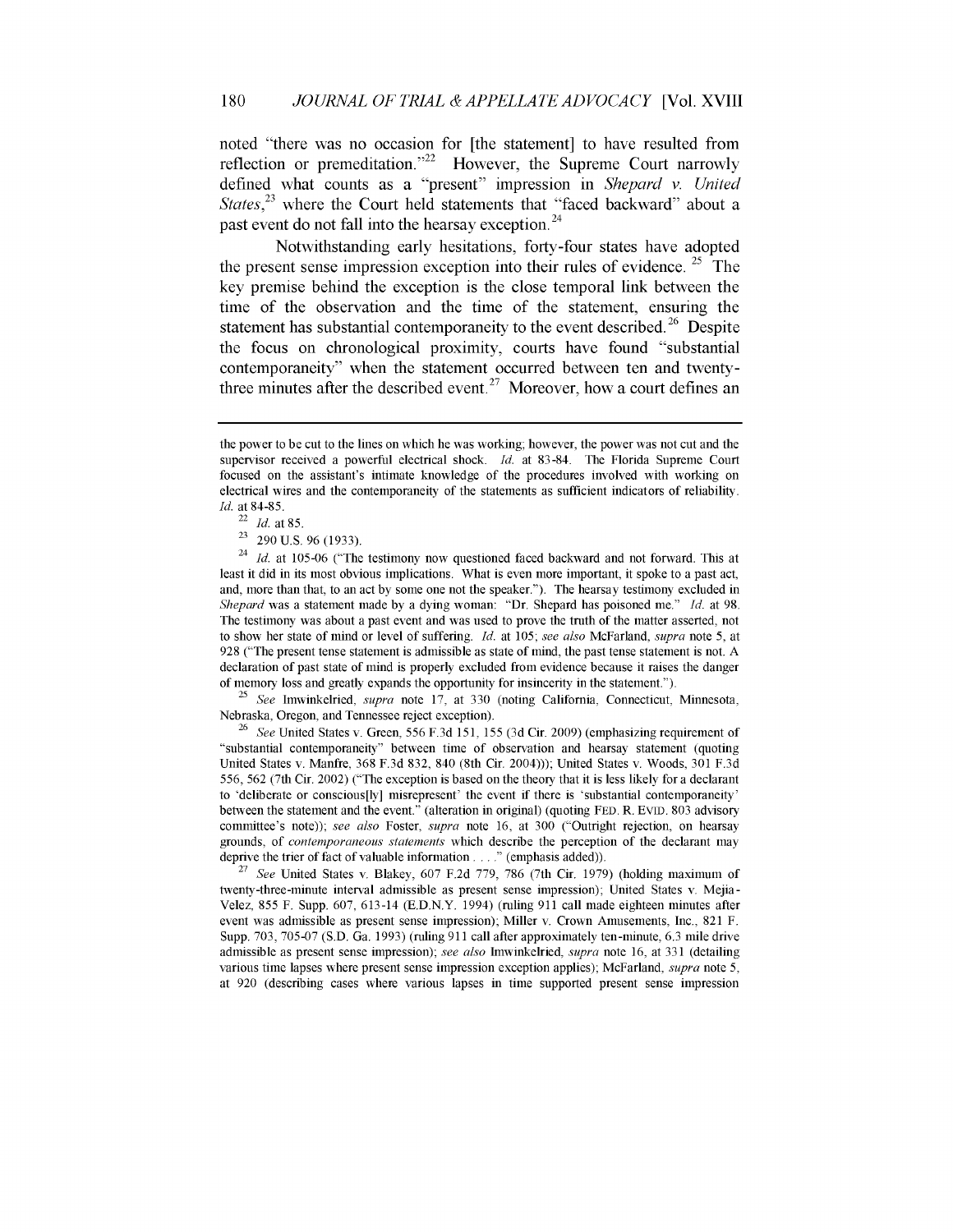noted "there was no occasion for [the statement] to have resulted from reflection or premeditation."[22] However, the Supreme Court narrowly defined what counts as a "present" impression in *Shepard v. United States*,[23] where the Court held statements that "faced backward" about a past event do not fall into the hearsay exception.[24]

Notwithstanding early hesitations, forty-four states have adopted the present sense impression exception into their rules of evidence.[25] The key premise behind the exception is the close temporal link between the time of the observation and the time of the statement, ensuring the statement has substantial contemporaneity to the event described.[26] Despite the focus on chronological proximity, courts have found "substantial contemporaneity" when the statement occurred between ten and twenty-three minutes after the described event.[27] Moreover, how a court defines an

---

the power to be cut to the lines on which he was working; however, the power was not cut and the supervisor received a powerful electrical shock. *Id.* at 83-84. The Florida Supreme Court focused on the assistant's intimate knowledge of the procedures involved with working on electrical wires and the contemporaneity of the statements as sufficient indicators of reliability. *Id.* at 84-85.

[22] *Id.* at 85.

[23] 290 U.S. 96 (1933).

[24] *Id.* at 105-06 ("The testimony now questioned faced backward and not forward. This at least it did in its most obvious implications. What is even more important, it spoke to a past act, and, more than that, to an act by some one not the speaker."). The hearsay testimony excluded in *Shepard* was a statement made by a dying woman: "Dr. Shepard has poisoned me." *Id.* at 98. The testimony was about a past event and was used to prove the truth of the matter asserted, not to show her state of mind or level of suffering. *Id.* at 105; *see also* McFarland, *supra* note 5, at 928 ("The present tense statement is admissible as state of mind, the past tense statement is not. A declaration of past state of mind is properly excluded from evidence because it raises the danger of memory loss and greatly expands the opportunity for insincerity in the statement.").

[25] *See* Imwinkelried, *supra* note 17, at 330 (noting California, Connecticut, Minnesota, Nebraska, Oregon, and Tennessee reject exception).

[26] *See* United States v. Green, 556 F.3d 151, 155 (3d Cir. 2009) (emphasizing requirement of "substantial contemporaneity" between time of observation and hearsay statement (quoting United States v. Manfre, 368 F.3d 832, 840 (8th Cir. 2004))); United States v. Woods, 301 F.3d 556, 562 (7th Cir. 2002) ("The exception is based on the theory that it is less likely for a declarant to 'deliberate or conscious[ly] misrepresent' the event if there is 'substantial contemporaneity' between the statement and the event." (alteration in original) (quoting FED. R. EVID. 803 advisory committee's note)); *see also* Foster, *supra* note 16, at 300 ("Outright rejection, on hearsay grounds, of *contemporaneous statements* which describe the perception of the declarant may deprive the trier of fact of valuable information . . . ." (emphasis added)).

[27] *See* United States v. Blakey, 607 F.2d 779, 786 (7th Cir. 1979) (holding maximum of twenty-three-minute interval admissible as present sense impression); United States v. Mejia-Velez, 855 F. Supp. 607, 613-14 (E.D.N.Y. 1994) (ruling 911 call made eighteen minutes after event was admissible as present sense impression); Miller v. Crown Amusements, Inc., 821 F. Supp. 703, 705-07 (S.D. Ga. 1993) (ruling 911 call after approximately ten-minute, 6.3 mile drive admissible as present sense impression); *see also* Imwinkelried, *supra* note 16, at 331 (detailing various time lapses where present sense impression exception applies); McFarland, *supra* note 5, at 920 (describing cases where various lapses in time supported present sense impression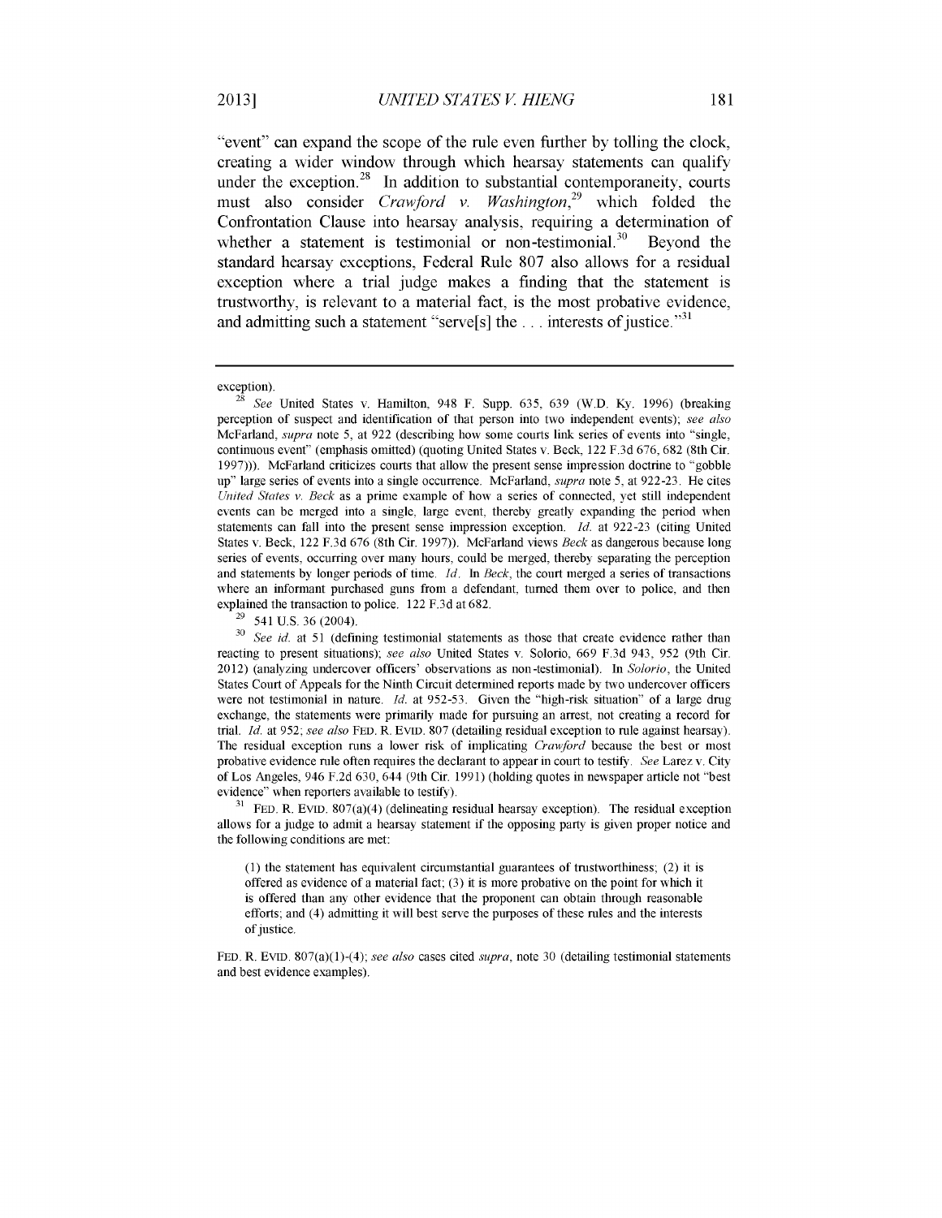"event" can expand the scope of the rule even further by tolling the clock, creating a wider window through which hearsay statements can qualify under the exception.[28] In addition to substantial contemporaneity, courts must also consider *Crawford v. Washington*,[29] which folded the Confrontation Clause into hearsay analysis, requiring a determination of whether a statement is testimonial or non-testimonial.[30] Beyond the standard hearsay exceptions, Federal Rule 807 also allows for a residual exception where a trial judge makes a finding that the statement is trustworthy, is relevant to a material fact, is the most probative evidence, and admitting such a statement "serve[s] the . . . interests of justice."[31]

---

exception).

[28] *See* United States v. Hamilton, 948 F. Supp. 635, 639 (W.D. Ky. 1996) (breaking perception of suspect and identification of that person into two independent events); *see also* McFarland, *supra* note 5, at 922 (describing how some courts link series of events into "single, continuous event" (emphasis omitted) (quoting United States v. Beck, 122 F.3d 676, 682 (8th Cir. 1997))). McFarland criticizes courts that allow the present sense impression doctrine to "gobble up" large series of events into a single occurrence. McFarland, *supra* note 5, at 922-23. He cites *United States v. Beck* as a prime example of how a series of connected, yet still independent events can be merged into a single, large event, thereby greatly expanding the period when statements can fall into the present sense impression exception. *Id.* at 922-23 (citing United States v. Beck, 122 F.3d 676 (8th Cir. 1997)). McFarland views *Beck* as dangerous because long series of events, occurring over many hours, could be merged, thereby separating the perception and statements by longer periods of time. *Id.* In *Beck*, the court merged a series of transactions where an informant purchased guns from a defendant, turned them over to police, and then explained the transaction to police. 122 F.3d at 682.

[29] 541 U.S. 36 (2004).

[30] *See id.* at 51 (defining testimonial statements as those that create evidence rather than reacting to present situations); *see also* United States v. Solorio, 669 F.3d 943, 952 (9th Cir. 2012) (analyzing undercover officers' observations as non-testimonial). In *Solorio*, the United States Court of Appeals for the Ninth Circuit determined reports made by two undercover officers were not testimonial in nature. *Id.* at 952-53. Given the "high-risk situation" of a large drug exchange, the statements were primarily made for pursuing an arrest, not creating a record for trial. *Id.* at 952; *see also* FED. R. EVID. 807 (detailing residual exception to rule against hearsay). The residual exception runs a lower risk of implicating *Crawford* because the best or most probative evidence rule often requires the declarant to appear in court to testify. *See* Larez v. City of Los Angeles, 946 F.2d 630, 644 (9th Cir. 1991) (holding quotes in newspaper article not "best evidence" when reporters available to testify).

[31] FED. R. EVID. 807(a)(4) (delineating residual hearsay exception). The residual exception allows for a judge to admit a hearsay statement if the opposing party is given proper notice and the following conditions are met:

> (1) the statement has equivalent circumstantial guarantees of trustworthiness; (2) it is offered as evidence of a material fact; (3) it is more probative on the point for which it is offered than any other evidence that the proponent can obtain through reasonable efforts; and (4) admitting it will best serve the purposes of these rules and the interests of justice.

FED. R. EVID. 807(a)(1)-(4); *see also* cases cited *supra*, note 30 (detailing testimonial statements and best evidence examples).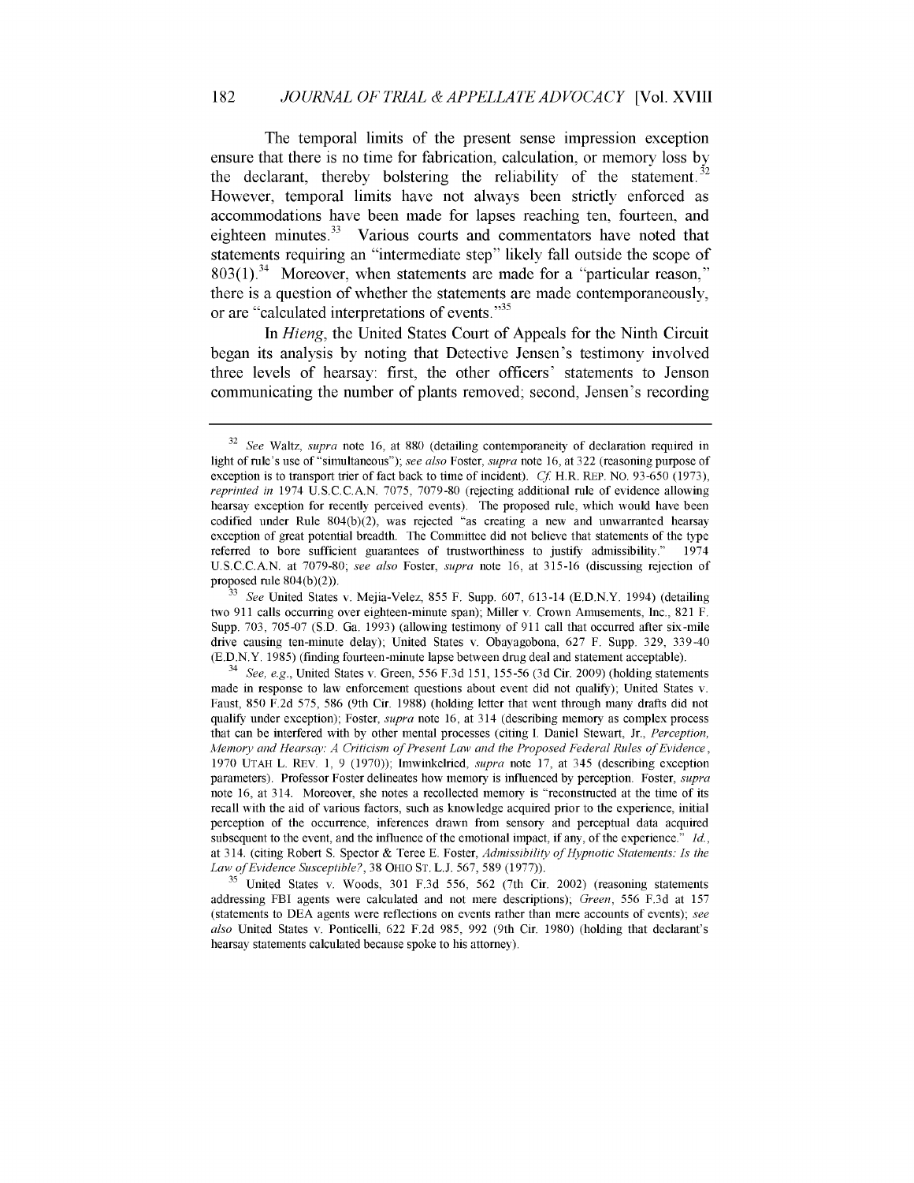The temporal limits of the present sense impression exception ensure that there is no time for fabrication, calculation, or memory loss by the declarant, thereby bolstering the reliability of the statement.[32] However, temporal limits have not always been strictly enforced as accommodations have been made for lapses reaching ten, fourteen, and eighteen minutes.[33] Various courts and commentators have noted that statements requiring an "intermediate step" likely fall outside the scope of 803(1).[34] Moreover, when statements are made for a "particular reason," there is a question of whether the statements are made contemporaneously, or are "calculated interpretations of events."[35]

In *Hieng*, the United States Court of Appeals for the Ninth Circuit began its analysis by noting that Detective Jensen's testimony involved three levels of hearsay: first, the other officers' statements to Jenson communicating the number of plants removed; second, Jensen's recording

---

[32] *See* Waltz, *supra* note 16, at 880 (detailing contemporaneity of declaration required in light of rule's use of "simultaneous"); *see also* Foster, *supra* note 16, at 322 (reasoning purpose of exception is to transport trier of fact back to time of incident). *Cf.* H.R. REP. NO. 93-650 (1973), *reprinted in* 1974 U.S.C.C.A.N. 7075, 7079-80 (rejecting additional rule of evidence allowing hearsay exception for recently perceived events). The proposed rule, which would have been codified under Rule 804(b)(2), was rejected "as creating a new and unwarranted hearsay exception of great potential breadth. The Committee did not believe that statements of the type referred to bore sufficient guarantees of trustworthiness to justify admissibility." 1974 U.S.C.C.A.N. at 7079-80; *see also* Foster, *supra* note 16, at 315-16 (discussing rejection of proposed rule 804(b)(2)).

[33] *See* United States v. Mejia-Velez, 855 F. Supp. 607, 613-14 (E.D.N.Y. 1994) (detailing two 911 calls occurring over eighteen-minute span); Miller v. Crown Amusements, Inc., 821 F. Supp. 703, 705-07 (S.D. Ga. 1993) (allowing testimony of 911 call that occurred after six-mile drive causing ten-minute delay); United States v. Obayagobona, 627 F. Supp. 329, 339-40 (E.D.N.Y. 1985) (finding fourteen-minute lapse between drug deal and statement acceptable).

[34] *See, e.g.*, United States v. Green, 556 F.3d 151, 155-56 (3d Cir. 2009) (holding statements made in response to law enforcement questions about event did not qualify); United States v. Faust, 850 F.2d 575, 586 (9th Cir. 1988) (holding letter that went through many drafts did not qualify under exception); Foster, *supra* note 16, at 314 (describing memory as complex process that can be interfered with by other mental processes (citing I. Daniel Stewart, Jr., *Perception, Memory and Hearsay: A Criticism of Present Law and the Proposed Federal Rules of Evidence*, 1970 UTAH L. REV. 1, 9 (1970)); Imwinkelried, *supra* note 17, at 345 (describing exception parameters). Professor Foster delineates how memory is influenced by perception. Foster, *supra* note 16, at 314. Moreover, she notes a recollected memory is "reconstructed at the time of its recall with the aid of various factors, such as knowledge acquired prior to the experience, initial perception of the occurrence, inferences drawn from sensory and perceptual data acquired subsequent to the event, and the influence of the emotional impact, if any, of the experience." *Id.*, at 314. (citing Robert S. Spector & Teree E. Foster, *Admissibility of Hypnotic Statements: Is the Law of Evidence Susceptible?*, 38 OHIO ST. L.J. 567, 589 (1977)).

[35] United States v. Woods, 301 F.3d 556, 562 (7th Cir. 2002) (reasoning statements addressing FBI agents were calculated and not mere descriptions); *Green*, 556 F.3d at 157 (statements to DEA agents were reflections on events rather than mere accounts of events); *see also* United States v. Ponticelli, 622 F.2d 985, 992 (9th Cir. 1980) (holding that declarant's hearsay statements calculated because spoke to his attorney).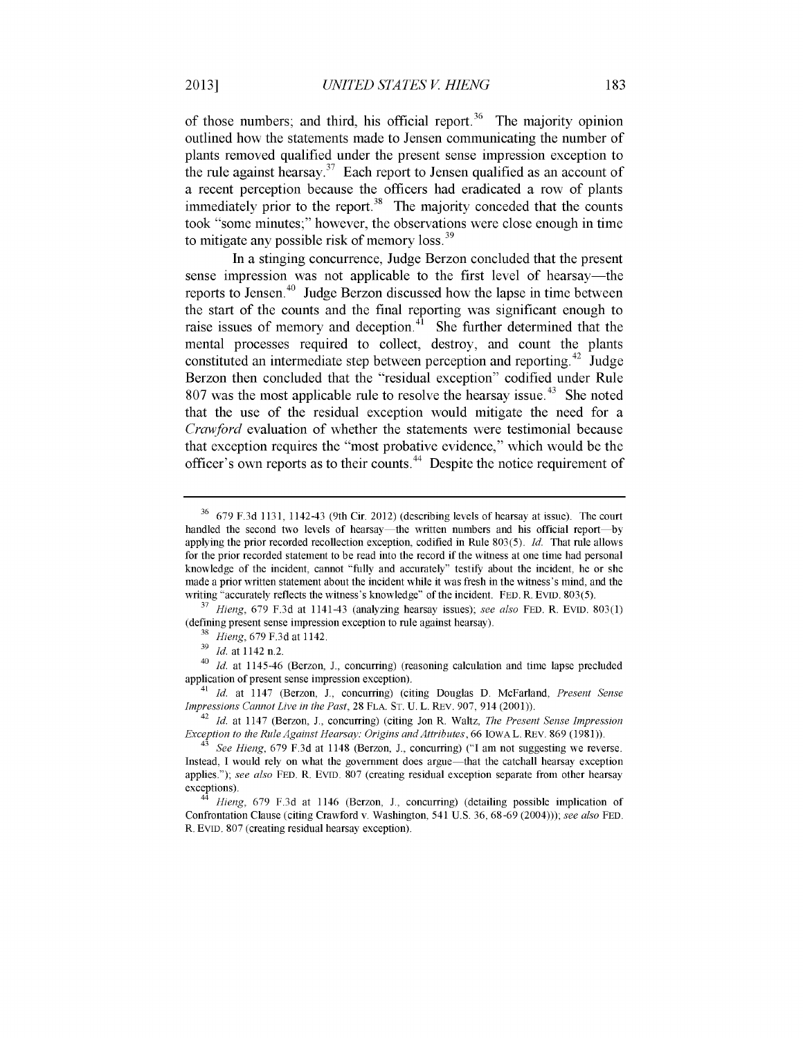of those numbers; and third, his official report.[36] The majority opinion outlined how the statements made to Jensen communicating the number of plants removed qualified under the present sense impression exception to the rule against hearsay.[37] Each report to Jensen qualified as an account of a recent perception because the officers had eradicated a row of plants immediately prior to the report.[38] The majority conceded that the counts took "some minutes;" however, the observations were close enough in time to mitigate any possible risk of memory loss.[39]

In a stinging concurrence, Judge Berzon concluded that the present sense impression was not applicable to the first level of hearsay—the reports to Jensen.[40] Judge Berzon discussed how the lapse in time between the start of the counts and the final reporting was significant enough to raise issues of memory and deception.[41] She further determined that the mental processes required to collect, destroy, and count the plants constituted an intermediate step between perception and reporting.[42] Judge Berzon then concluded that the "residual exception" codified under Rule 807 was the most applicable rule to resolve the hearsay issue.[43] She noted that the use of the residual exception would mitigate the need for a *Crawford* evaluation of whether the statements were testimonial because that exception requires the "most probative evidence," which would be the officer's own reports as to their counts.[44] Despite the notice requirement of

---

[36] 679 F.3d 1131, 1142-43 (9th Cir. 2012) (describing levels of hearsay at issue). The court handled the second two levels of hearsay—the written numbers and his official report—by applying the prior recorded recollection exception, codified in Rule 803(5). *Id.* That rule allows for the prior recorded statement to be read into the record if the witness at one time had personal knowledge of the incident, cannot "fully and accurately" testify about the incident, he or she made a prior written statement about the incident while it was fresh in the witness's mind, and the writing "accurately reflects the witness's knowledge" of the incident. FED. R. EVID. 803(5).

[37] *Hieng*, 679 F.3d at 1141-43 (analyzing hearsay issues); *see also* FED. R. EVID. 803(1) (defining present sense impression exception to rule against hearsay).

[38] *Hieng*, 679 F.3d at 1142.

[39] *Id.* at 1142 n.2.

[40] *Id.* at 1145-46 (Berzon, J., concurring) (reasoning calculation and time lapse precluded application of present sense impression exception).

[41] *Id.* at 1147 (Berzon, J., concurring) (citing Douglas D. McFarland, *Present Sense Impressions Cannot Live in the Past*, 28 FLA. ST. U. L. REV. 907, 914 (2001)).

[42] *Id.* at 1147 (Berzon, J., concurring) (citing Jon R. Waltz, *The Present Sense Impression Exception to the Rule Against Hearsay: Origins and Attributes*, 66 IOWA L. REV. 869 (1981)).

[43] *See Hieng*, 679 F.3d at 1148 (Berzon, J., concurring) ("I am not suggesting we reverse. Instead, I would rely on what the government does argue—that the catchall hearsay exception applies."); *see also* FED. R. EVID. 807 (creating residual exception separate from other hearsay exceptions).

[44] *Hieng*, 679 F.3d at 1146 (Berzon, J., concurring) (detailing possible implication of Confrontation Clause (citing Crawford v. Washington, 541 U.S. 36, 68-69 (2004))); *see also* FED. R. EVID. 807 (creating residual hearsay exception).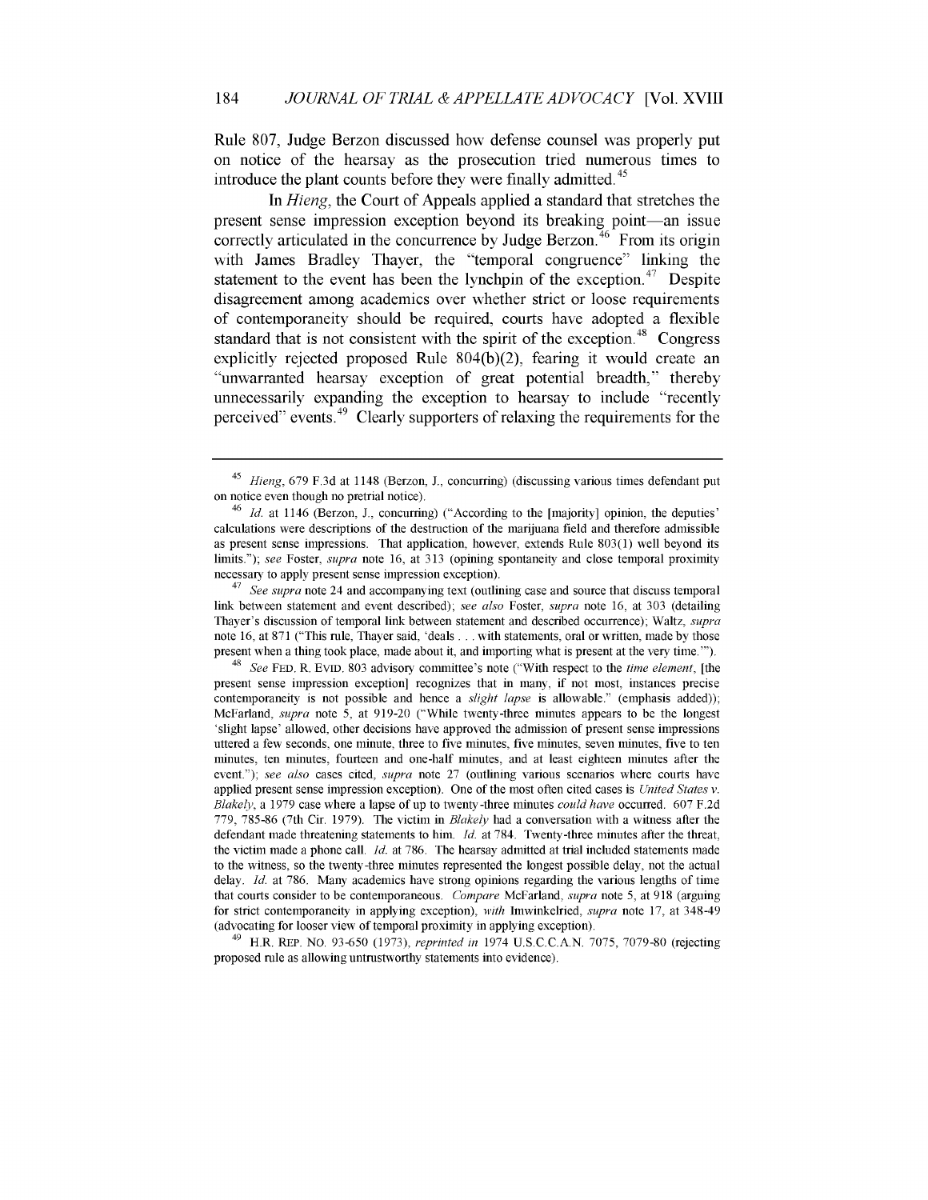Rule 807, Judge Berzon discussed how defense counsel was properly put on notice of the hearsay as the prosecution tried numerous times to introduce the plant counts before they were finally admitted.[45]

In *Hieng*, the Court of Appeals applied a standard that stretches the present sense impression exception beyond its breaking point—an issue correctly articulated in the concurrence by Judge Berzon.[46] From its origin with James Bradley Thayer, the "temporal congruence" linking the statement to the event has been the lynchpin of the exception.[47] Despite disagreement among academics over whether strict or loose requirements of contemporaneity should be required, courts have adopted a flexible standard that is not consistent with the spirit of the exception.[48] Congress explicitly rejected proposed Rule 804(b)(2), fearing it would create an "unwarranted hearsay exception of great potential breadth," thereby unnecessarily expanding the exception to hearsay to include "recently perceived" events.[49] Clearly supporters of relaxing the requirements for the

---

[45] *Hieng*, 679 F.3d at 1148 (Berzon, J., concurring) (discussing various times defendant put on notice even though no pretrial notice).

[46] *Id.* at 1146 (Berzon, J., concurring) ("According to the [majority] opinion, the deputies' calculations were descriptions of the destruction of the marijuana field and therefore admissible as present sense impressions. That application, however, extends Rule 803(1) well beyond its limits."); *see* Foster, *supra* note 16, at 313 (opining spontaneity and close temporal proximity necessary to apply present sense impression exception).

[47] *See supra* note 24 and accompanying text (outlining case and source that discuss temporal link between statement and event described); *see also* Foster, *supra* note 16, at 303 (detailing Thayer's discussion of temporal link between statement and described occurrence); Waltz, *supra* note 16, at 871 ("This rule, Thayer said, 'deals . . . with statements, oral or written, made by those present when a thing took place, made about it, and importing what is present at the very time.'").

[48] *See* FED. R. EVID. 803 advisory committee's note ("With respect to the *time element*, [the present sense impression exception] recognizes that in many, if not most, instances precise contemporaneity is not possible and hence a *slight lapse* is allowable." (emphasis added)); McFarland, *supra* note 5, at 919-20 ("While twenty-three minutes appears to be the longest 'slight lapse' allowed, other decisions have approved the admission of present sense impressions uttered a few seconds, one minute, three to five minutes, five minutes, seven minutes, five to ten minutes, ten minutes, fourteen and one-half minutes, and at least eighteen minutes after the event."); *see also* cases cited, *supra* note 27 (outlining various scenarios where courts have applied present sense impression exception). One of the most often cited cases is *United States v. Blakely*, a 1979 case where a lapse of up to twenty-three minutes *could have* occurred. 607 F.2d 779, 785-86 (7th Cir. 1979). The victim in *Blakely* had a conversation with a witness after the defendant made threatening statements to him. *Id.* at 784. Twenty-three minutes after the threat, the victim made a phone call. *Id.* at 786. The hearsay admitted at trial included statements made to the witness, so the twenty-three minutes represented the longest possible delay, not the actual delay. *Id.* at 786. Many academics have strong opinions regarding the various lengths of time that courts consider to be contemporaneous. *Compare* McFarland, *supra* note 5, at 918 (arguing for strict contemporaneity in applying exception), *with* Imwinkelried, *supra* note 17, at 348-49 (advocating for looser view of temporal proximity in applying exception).

[49] H.R. REP. NO. 93-650 (1973), *reprinted in* 1974 U.S.C.C.A.N. 7075, 7079-80 (rejecting proposed rule as allowing untrustworthy statements into evidence).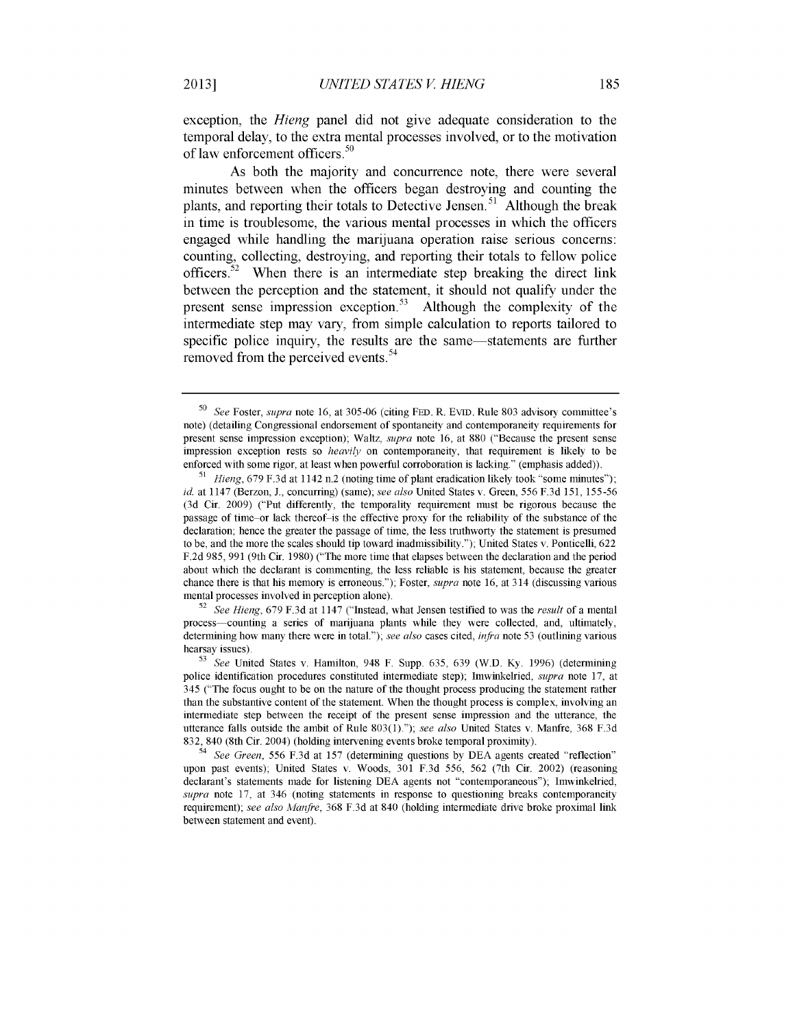exception, the *Hieng* panel did not give adequate consideration to the temporal delay, to the extra mental processes involved, or to the motivation of law enforcement officers.[50]

As both the majority and concurrence note, there were several minutes between when the officers began destroying and counting the plants, and reporting their totals to Detective Jensen.[51] Although the break in time is troublesome, the various mental processes in which the officers engaged while handling the marijuana operation raise serious concerns: counting, collecting, destroying, and reporting their totals to fellow police officers.[52] When there is an intermediate step breaking the direct link between the perception and the statement, it should not qualify under the present sense impression exception.[53] Although the complexity of the intermediate step may vary, from simple calculation to reports tailored to specific police inquiry, the results are the same—statements are further removed from the perceived events.[54]

---

[50] *See* Foster, *supra* note 16, at 305-06 (citing FED. R. EVID. Rule 803 advisory committee's note) (detailing Congressional endorsement of spontaneity and contemporaneity requirements for present sense impression exception); Waltz, *supra* note 16, at 880 ("Because the present sense impression exception rests so *heavily* on contemporaneity, that requirement is likely to be enforced with some rigor, at least when powerful corroboration is lacking." (emphasis added)).

[51] *Hieng*, 679 F.3d at 1142 n.2 (noting time of plant eradication likely took "some minutes"); *id.* at 1147 (Berzon, J., concurring) (same); *see also* United States v. Green, 556 F.3d 151, 155-56 (3d Cir. 2009) ("Put differently, the temporality requirement must be rigorous because the passage of time–or lack thereof–is the effective proxy for the reliability of the substance of the declaration; hence the greater the passage of time, the less truthworty the statement is presumed to be, and the more the scales should tip toward inadmissibility."); United States v. Ponticelli, 622 F.2d 985, 991 (9th Cir. 1980) ("The more time that elapses between the declaration and the period about which the declarant is commenting, the less reliable is his statement, because the greater chance there is that his memory is erroneous."); Foster, *supra* note 16, at 314 (discussing various mental processes involved in perception alone).

[52] *See Hieng*, 679 F.3d at 1147 ("Instead, what Jensen testified to was the *result* of a mental process—counting a series of marijuana plants while they were collected, and, ultimately, determining how many there were in total."); *see also* cases cited, *infra* note 53 (outlining various hearsay issues).

[53] *See* United States v. Hamilton, 948 F. Supp. 635, 639 (W.D. Ky. 1996) (determining police identification procedures constituted intermediate step); Imwinkelried, *supra* note 17, at 345 ("The focus ought to be on the nature of the thought process producing the statement rather than the substantive content of the statement. When the thought process is complex, involving an intermediate step between the receipt of the present sense impression and the utterance, the utterance falls outside the ambit of Rule 803(1)."); *see also* United States v. Manfre, 368 F.3d 832, 840 (8th Cir. 2004) (holding intervening events broke temporal proximity).

[54] *See Green*, 556 F.3d at 157 (determining questions by DEA agents created "reflection" upon past events); United States v. Woods, 301 F.3d 556, 562 (7th Cir. 2002) (reasoning declarant's statements made for listening DEA agents not "contemporaneous"); Imwinkelried, *supra* note 17, at 346 (noting statements in response to questioning breaks contemporaneity requirement); *see also Manfre*, 368 F.3d at 840 (holding intermediate drive broke proximal link between statement and event).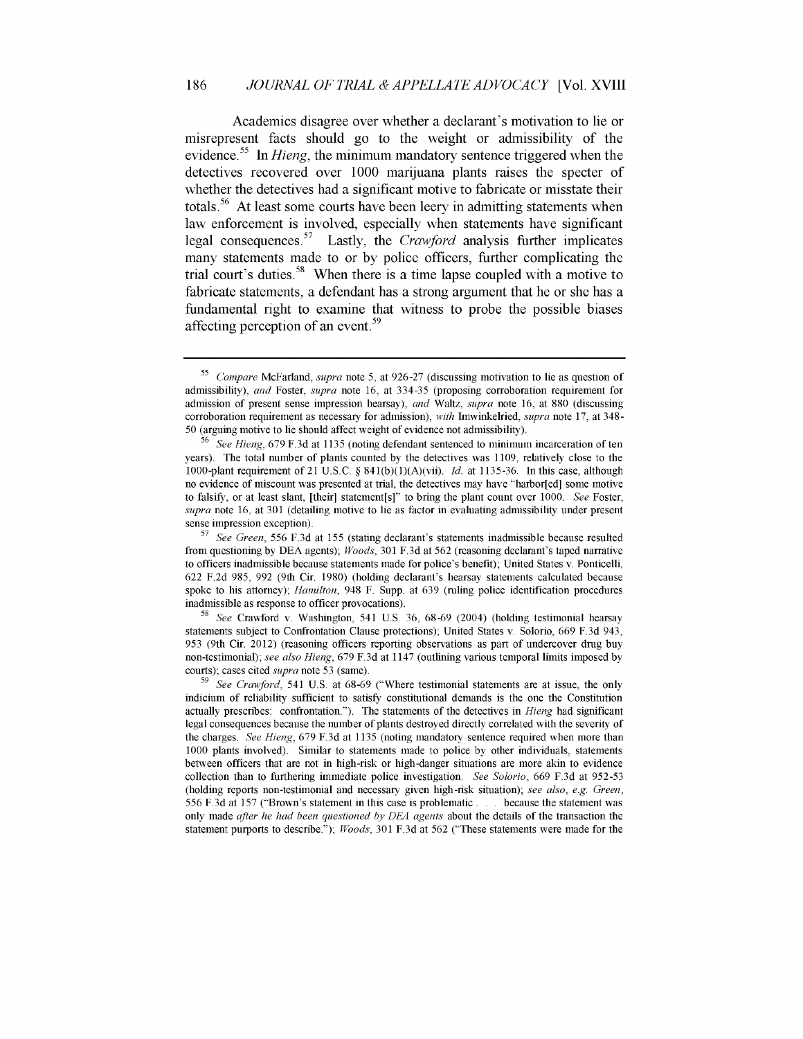Academics disagree over whether a declarant's motivation to lie or misrepresent facts should go to the weight or admissibility of the evidence.[55] In *Hieng*, the minimum mandatory sentence triggered when the detectives recovered over 1000 marijuana plants raises the specter of whether the detectives had a significant motive to fabricate or misstate their totals.[56] At least some courts have been leery in admitting statements when law enforcement is involved, especially when statements have significant legal consequences.[57] Lastly, the *Crawford* analysis further implicates many statements made to or by police officers, further complicating the trial court's duties.[58] When there is a time lapse coupled with a motive to fabricate statements, a defendant has a strong argument that he or she has a fundamental right to examine that witness to probe the possible biases affecting perception of an event.[59]

---

[55] *Compare* McFarland, *supra* note 5, at 926-27 (discussing motivation to lie as question of admissibility), *and* Foster, *supra* note 16, at 334-35 (proposing corroboration requirement for admission of present sense impression hearsay), *and* Waltz, *supra* note 16, at 880 (discussing corroboration requirement as necessary for admission), *with* Imwinkelried, *supra* note 17, at 348-50 (arguing motive to lie should affect weight of evidence not admissibility).

[56] *See Hieng*, 679 F.3d at 1135 (noting defendant sentenced to minimum incarceration of ten years). The total number of plants counted by the detectives was 1109, relatively close to the 1000-plant requirement of 21 U.S.C. § 841(b)(1)(A)(vii). *Id.* at 1135-36. In this case, although no evidence of miscount was presented at trial, the detectives may have "harbor[ed] some motive to falsify, or at least slant, [their] statement[s]" to bring the plant count over 1000. *See* Foster, *supra* note 16, at 301 (detailing motive to lie as factor in evaluating admissibility under present sense impression exception).

[57] *See Green*, 556 F.3d at 155 (stating declarant's statements inadmissible because resulted from questioning by DEA agents); *Woods*, 301 F.3d at 562 (reasoning declarant's taped narrative to officers inadmissible because statements made for police's benefit); United States v. Ponticelli, 622 F.2d 985, 992 (9th Cir. 1980) (holding declarant's hearsay statements calculated because spoke to his attorney); *Hamilton*, 948 F. Supp. at 639 (ruling police identification procedures inadmissible as response to officer provocations).

[58] *See* Crawford v. Washington, 541 U.S. 36, 68-69 (2004) (holding testimonial hearsay statements subject to Confrontation Clause protections); United States v. Solorio, 669 F.3d 943, 953 (9th Cir. 2012) (reasoning officers reporting observations as part of undercover drug buy non-testimonial); *see also Hieng*, 679 F.3d at 1147 (outlining various temporal limits imposed by courts); cases cited *supra* note 53 (same).

[59] *See Crawford*, 541 U.S. at 68-69 ("Where testimonial statements are at issue, the only indicium of reliability sufficient to satisfy constitutional demands is the one the Constitution actually prescribes: confrontation."). The statements of the detectives in *Hieng* had significant legal consequences because the number of plants destroyed directly correlated with the severity of the charges. *See Hieng*, 679 F.3d at 1135 (noting mandatory sentence required when more than 1000 plants involved). Similar to statements made to police by other individuals, statements between officers that are not in high-risk or high-danger situations are more akin to evidence collection than to furthering immediate police investigation. *See Solorio*, 669 F.3d at 952-53 (holding reports non-testimonial and necessary given high-risk situation); *see also*, *e.g. Green*, 556 F.3d at 157 ("Brown's statement in this case is problematic . . . because the statement was only made *after he had been questioned by DEA agents* about the details of the transaction the statement purports to describe."); *Woods*, 301 F.3d at 562 ("These statements were made for the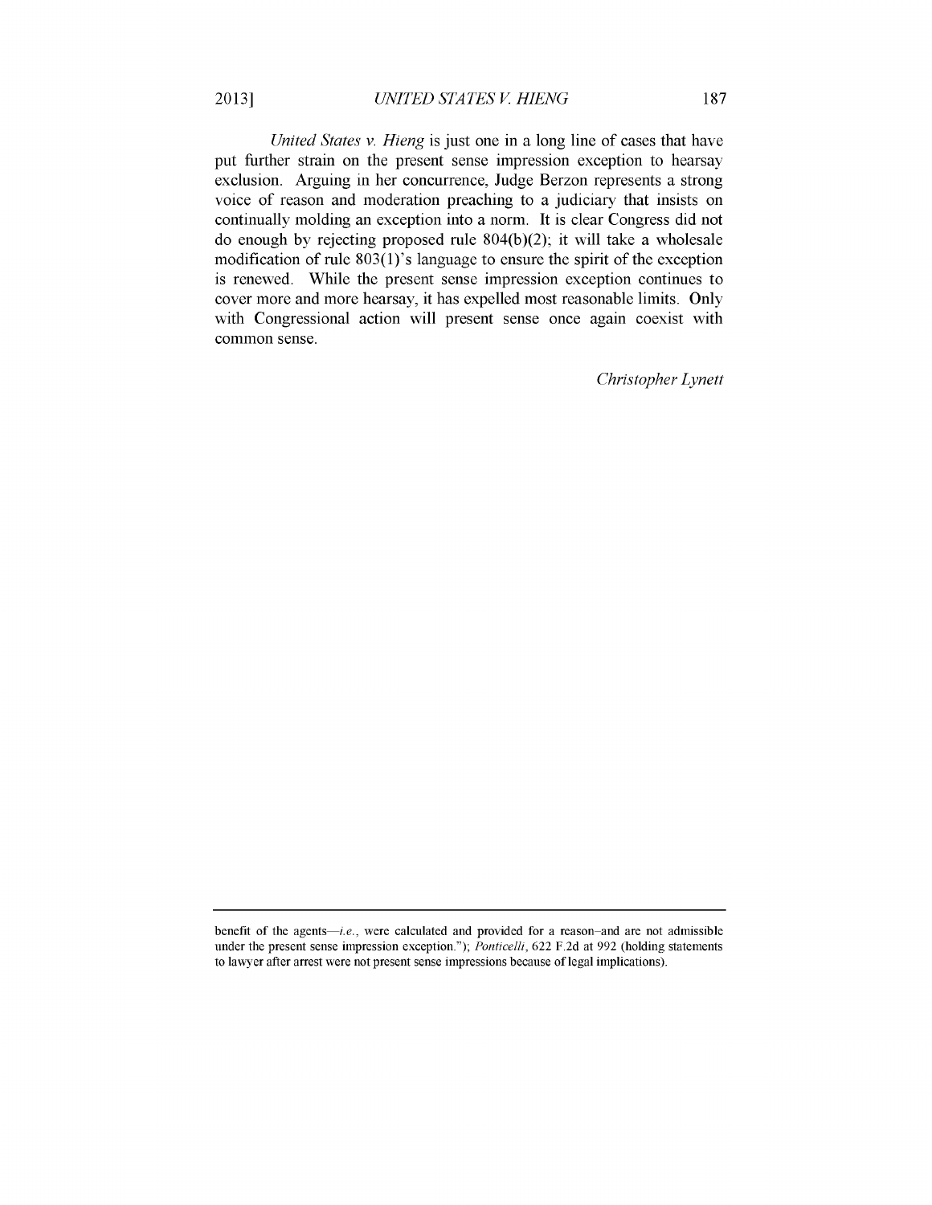*United States v. Hieng* is just one in a long line of cases that have put further strain on the present sense impression exception to hearsay exclusion. Arguing in her concurrence, Judge Berzon represents a strong voice of reason and moderation preaching to a judiciary that insists on continually molding an exception into a norm. It is clear Congress did not do enough by rejecting proposed rule 804(b)(2); it will take a wholesale modification of rule 803(1)'s language to ensure the spirit of the exception is renewed. While the present sense impression exception continues to cover more and more hearsay, it has expelled most reasonable limits. Only with Congressional action will present sense once again coexist with common sense.

*Christopher Lynett*

---

benefit of the agents—*i.e.*, were calculated and provided for a reason–and are not admissible under the present sense impression exception."); *Ponticelli*, 622 F.2d at 992 (holding statements to lawyer after arrest were not present sense impressions because of legal implications).